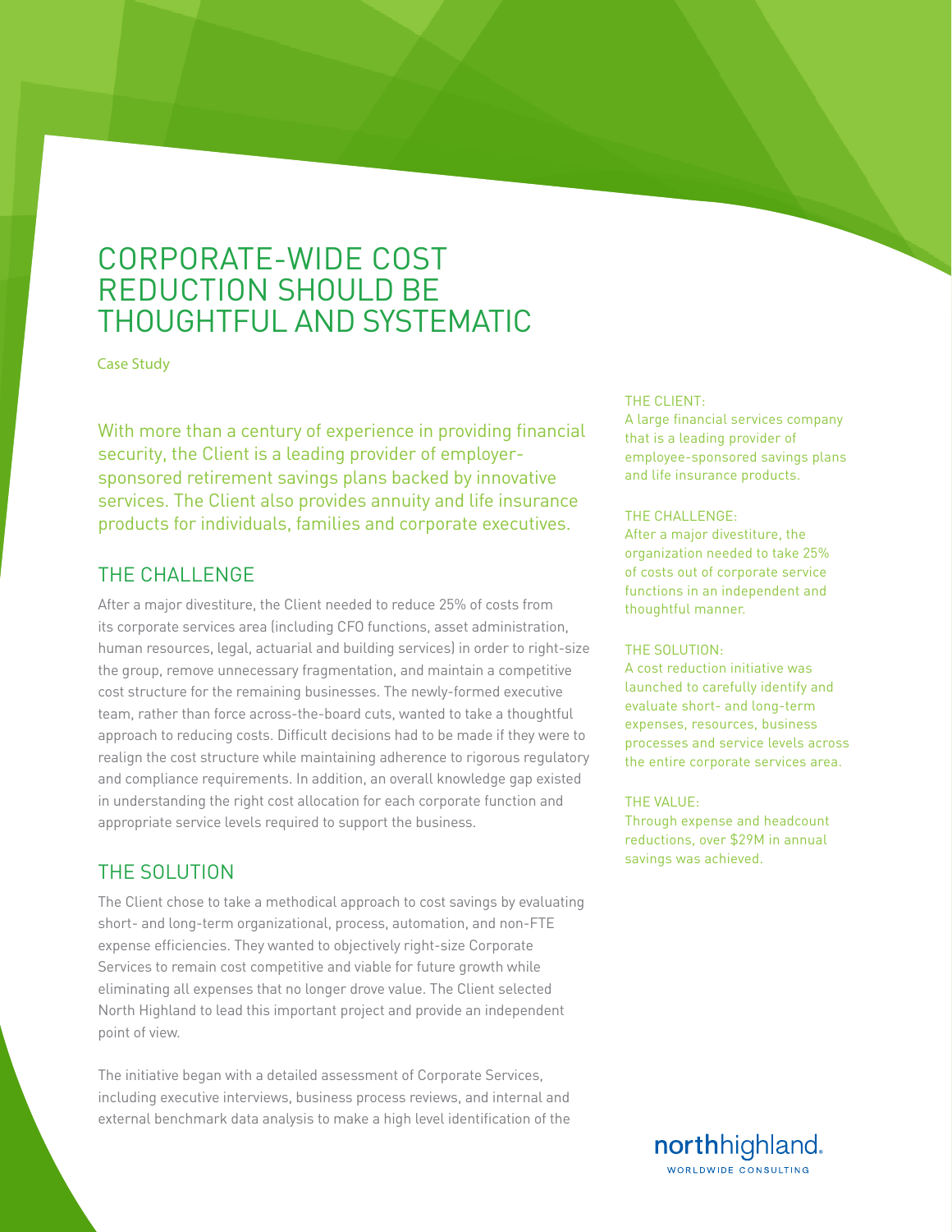# CORPORATE-WIDE COST REDUCTION SHOULD BE THOUGHTFUL AND SYSTEMATIC

Case Study

With more than a century of experience in providing financial security, the Client is a leading provider of employer-sponsored retirement savings plans backed by innovative services. The Client also provides annuity and life insurance products for individuals, families and corporate executives.

## THE CHALLENGE

After a major divestiture, the Client needed to reduce 25% of costs from its corporate services area (including CFO functions, asset administration, human resources, legal, actuarial and building services) in order to right-size the group, remove unnecessary fragmentation, and maintain a competitive cost structure for the remaining businesses. The newly-formed executive team, rather than force across-the-board cuts, wanted to take a thoughtful approach to reducing costs. Difficult decisions had to be made if they were to realign the cost structure while maintaining adherence to rigorous regulatory and compliance requirements. In addition, an overall knowledge gap existed in understanding the right cost allocation for each corporate function and appropriate service levels required to support the business.

## THE SOLUTION

The Client chose to take a methodical approach to cost savings by evaluating short- and long-term organizational, process, automation, and non-FTE expense efficiencies. They wanted to objectively right-size Corporate Services to remain cost competitive and viable for future growth while eliminating all expenses that no longer drove value. The Client selected North Highland to lead this important project and provide an independent point of view.

The initiative began with a detailed assessment of Corporate Services, including executive interviews, business process reviews, and internal and external benchmark data analysis to make a high level identification of the

THE CLIENT:
A large financial services company that is a leading provider of employee-sponsored savings plans and life insurance products.

THE CHALLENGE:
After a major divestiture, the organization needed to take 25% of costs out of corporate service functions in an independent and thoughtful manner.

THE SOLUTION:
A cost reduction initiative was launched to carefully identify and evaluate short- and long-term expenses, resources, business processes and service levels across the entire corporate services area.

THE VALUE:
Through expense and headcount reductions, over $29M in annual savings was achieved.

northhighland.
WORLDWIDE CONSULTING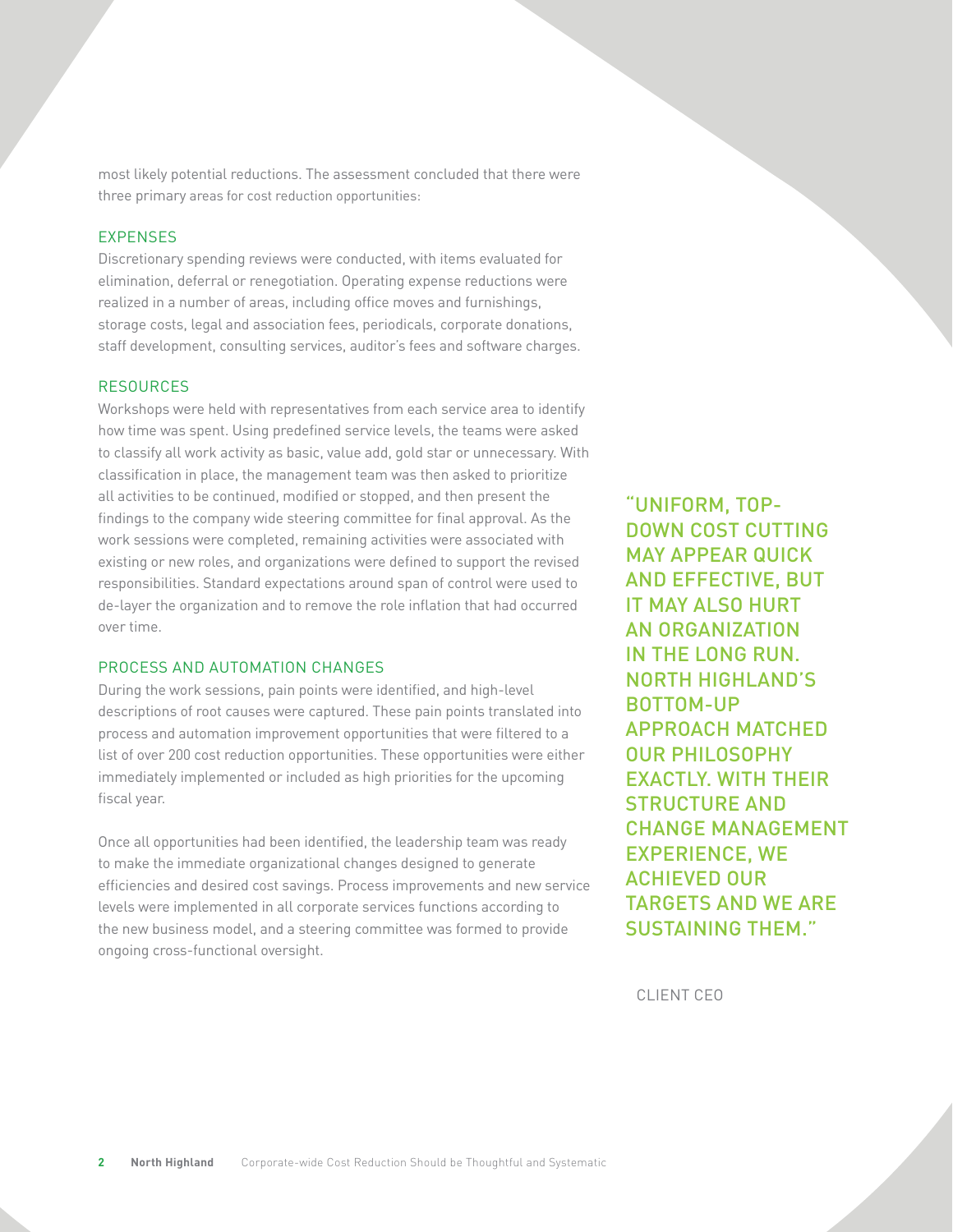most likely potential reductions. The assessment concluded that there were three primary areas for cost reduction opportunities:

### EXPENSES

Discretionary spending reviews were conducted, with items evaluated for elimination, deferral or renegotiation. Operating expense reductions were realized in a number of areas, including office moves and furnishings, storage costs, legal and association fees, periodicals, corporate donations, staff development, consulting services, auditor's fees and software charges.

### RESOURCES

Workshops were held with representatives from each service area to identify how time was spent. Using predefined service levels, the teams were asked to classify all work activity as basic, value add, gold star or unnecessary. With classification in place, the management team was then asked to prioritize all activities to be continued, modified or stopped, and then present the findings to the company wide steering committee for final approval. As the work sessions were completed, remaining activities were associated with existing or new roles, and organizations were defined to support the revised responsibilities. Standard expectations around span of control were used to de-layer the organization and to remove the role inflation that had occurred over time.

### PROCESS AND AUTOMATION CHANGES

During the work sessions, pain points were identified, and high-level descriptions of root causes were captured. These pain points translated into process and automation improvement opportunities that were filtered to a list of over 200 cost reduction opportunities. These opportunities were either immediately implemented or included as high priorities for the upcoming fiscal year.

Once all opportunities had been identified, the leadership team was ready to make the immediate organizational changes designed to generate efficiencies and desired cost savings. Process improvements and new service levels were implemented in all corporate services functions according to the new business model, and a steering committee was formed to provide ongoing cross-functional oversight.

> "UNIFORM, TOP-DOWN COST CUTTING MAY APPEAR QUICK AND EFFECTIVE, BUT IT MAY ALSO HURT AN ORGANIZATION IN THE LONG RUN. NORTH HIGHLAND'S BOTTOM-UP APPROACH MATCHED OUR PHILOSOPHY EXACTLY. WITH THEIR STRUCTURE AND CHANGE MANAGEMENT EXPERIENCE, WE ACHIEVED OUR TARGETS AND WE ARE SUSTAINING THEM."
>
> CLIENT CEO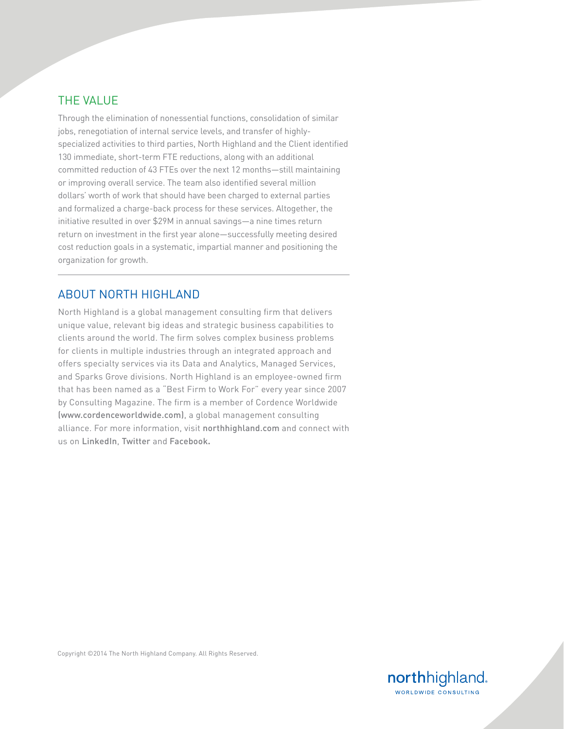## THE VALUE

Through the elimination of nonessential functions, consolidation of similar jobs, renegotiation of internal service levels, and transfer of highly-specialized activities to third parties, North Highland and the Client identified 130 immediate, short-term FTE reductions, along with an additional committed reduction of 43 FTEs over the next 12 months—still maintaining or improving overall service. The team also identified several million dollars' worth of work that should have been charged to external parties and formalized a charge-back process for these services. Altogether, the initiative resulted in over $29M in annual savings—a nine times return return on investment in the first year alone—successfully meeting desired cost reduction goals in a systematic, impartial manner and positioning the organization for growth.

---

## ABOUT NORTH HIGHLAND

North Highland is a global management consulting firm that delivers unique value, relevant big ideas and strategic business capabilities to clients around the world. The firm solves complex business problems for clients in multiple industries through an integrated approach and offers specialty services via its Data and Analytics, Managed Services, and Sparks Grove divisions. North Highland is an employee-owned firm that has been named as a "Best Firm to Work For" every year since 2007 by Consulting Magazine. The firm is a member of Cordence Worldwide (www.cordenceworldwide.com), a global management consulting alliance. For more information, visit northhighland.com and connect with us on LinkedIn, Twitter and Facebook.

Copyright ©2014 The North Highland Company. All Rights Reserved.

northhighland.
WORLDWIDE CONSULTING